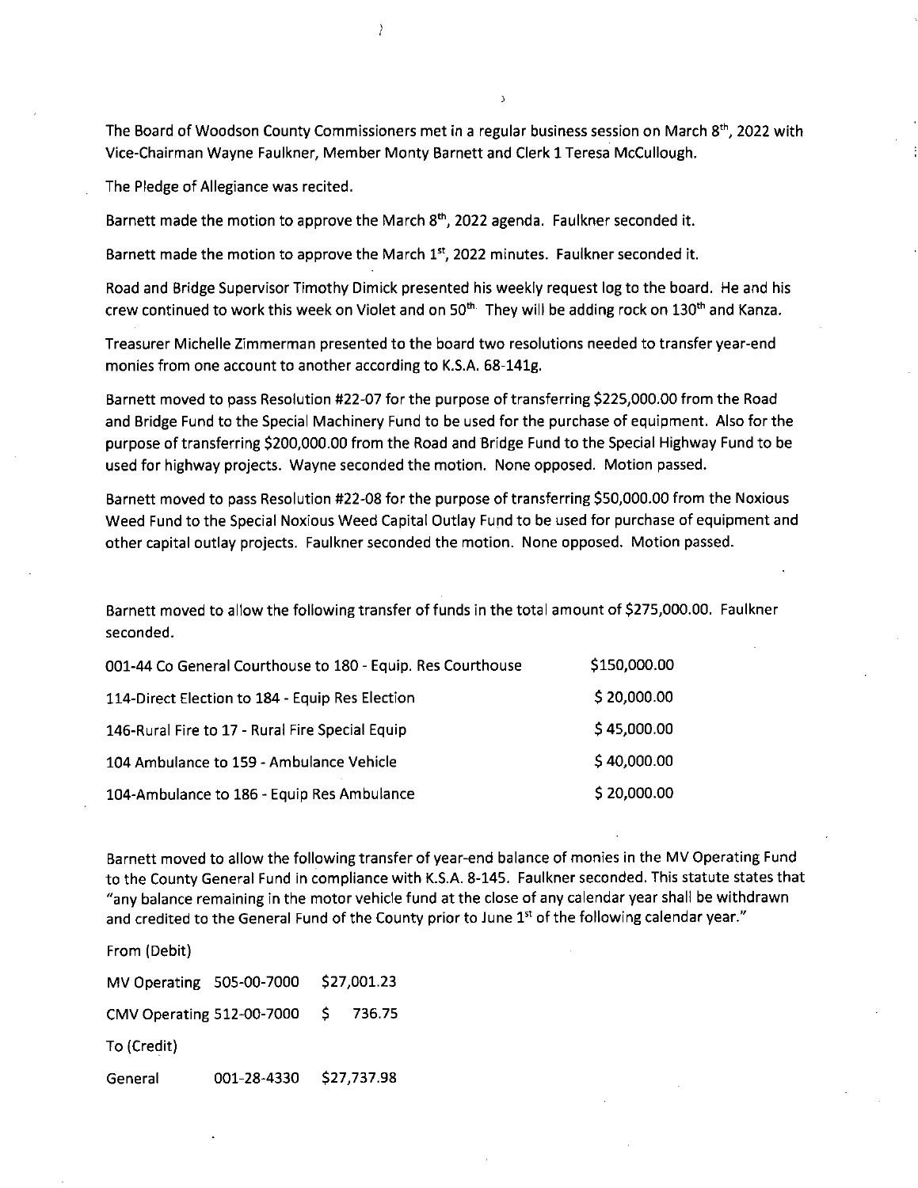The Board of Woodson County Commissioners met in a regular business session on March 8th, 2022 with Vice-Chairman Wayne Faulkner, Member Monty Barnett and Clerk 1 Teresa McCullough.

The Pledge of Allegiance was recited.

Barnett made the motion to approve the March 8th, 2022 agenda. Faulkner seconded it.

Barnett made the motion to approve the March 1st, 2022 minutes. Faulkner seconded it.

Road and Bridge Supervisor Timothy Dimick presented his weekly request log to the board. He and his crew continued to work this week on Violet and on 50th. They will be adding rock on 130th and Kanza.

Treasurer Michelle Zimmerman presented to the board two resolutions needed to transfer year-end monies from one account to another according to K.S.A. 68-141g.

Barnett moved to pass Resolution #22-07 for the purpose of transferring $225,000.00 from the Road and Bridge Fund to the Special Machinery Fund to be used for the purchase of equipment. Also for the purpose of transferring $200,000.00 from the Road and Bridge Fund to the Special Highway Fund to be used for highway projects. Wayne seconded the motion. None opposed. Motion passed.

Barnett moved to pass Resolution #22-08 for the purpose of transferring $50,000.00 from the Noxious Weed Fund to the Special Noxious Weed Capital Outlay Fund to be used for purchase of equipment and other capital outlay projects. Faulkner seconded the motion. None opposed. Motion passed.

Barnett moved to allow the following transfer of funds in the total amount of $275,000.00. Faulkner seconded.

| | |
|---|---|
| 001-44 Co General Courthouse to 180 - Equip. Res Courthouse | $150,000.00 |
| 114-Direct Election to 184 - Equip Res Election | $ 20,000.00 |
| 146-Rural Fire to 17 - Rural Fire Special Equip | $ 45,000.00 |
| 104 Ambulance to 159 - Ambulance Vehicle | $ 40,000.00 |
| 104-Ambulance to 186 - Equip Res Ambulance | $ 20,000.00 |

Barnett moved to allow the following transfer of year-end balance of monies in the MV Operating Fund to the County General Fund in compliance with K.S.A. 8-145. Faulkner seconded. This statute states that "any balance remaining in the motor vehicle fund at the close of any calendar year shall be withdrawn and credited to the General Fund of the County prior to June 1st of the following calendar year."

From (Debit)

| | | |
|---|---|---|
| MV Operating | 505-00-7000 | $27,001.23 |
| CMV Operating | 512-00-7000 | $ 736.75 |

To (Credit)

| | | |
|---|---|---|
| General | 001-28-4330 | $27,737.98 |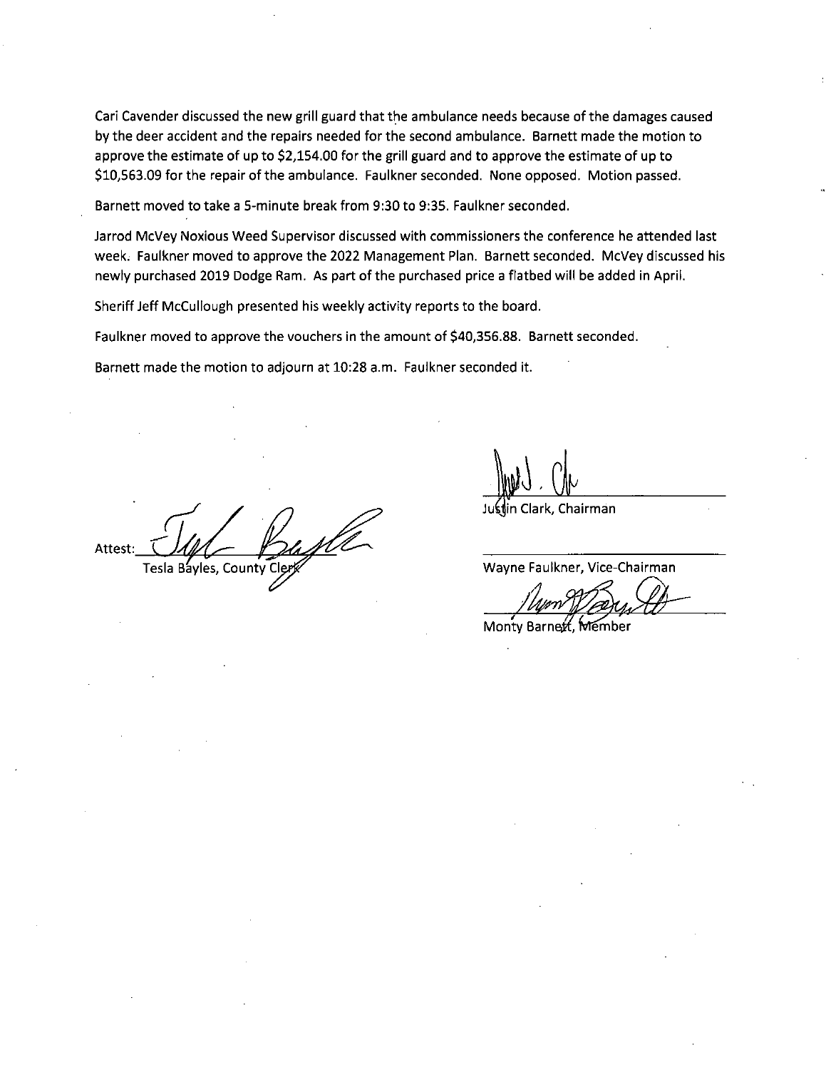Cari Cavender discussed the new grill guard that the ambulance needs because of the damages caused by the deer accident and the repairs needed for the second ambulance. Barnett made the motion to approve the estimate of up to $2,154.00 for the grill guard and to approve the estimate of up to $10,563.09 for the repair of the ambulance. Faulkner seconded. None opposed. Motion passed.

Barnett moved to take a 5-minute break from 9:30 to 9:35. Faulkner seconded.

Jarrod McVey Noxious Weed Supervisor discussed with commissioners the conference he attended last week. Faulkner moved to approve the 2022 Management Plan. Barnett seconded. McVey discussed his newly purchased 2019 Dodge Ram. As part of the purchased price a flatbed will be added in April.

Sheriff Jeff McCullough presented his weekly activity reports to the board.

Faulkner moved to approve the vouchers in the amount of $40,356.88. Barnett seconded.

Barnett made the motion to adjourn at 10:28 a.m. Faulkner seconded it.

Attest: ______________________
Tesla Bayles, County Clerk

______________________
Justin Clark, Chairman

______________________
Wayne Faulkner, Vice-Chairman

______________________
Monty Barnett, Member